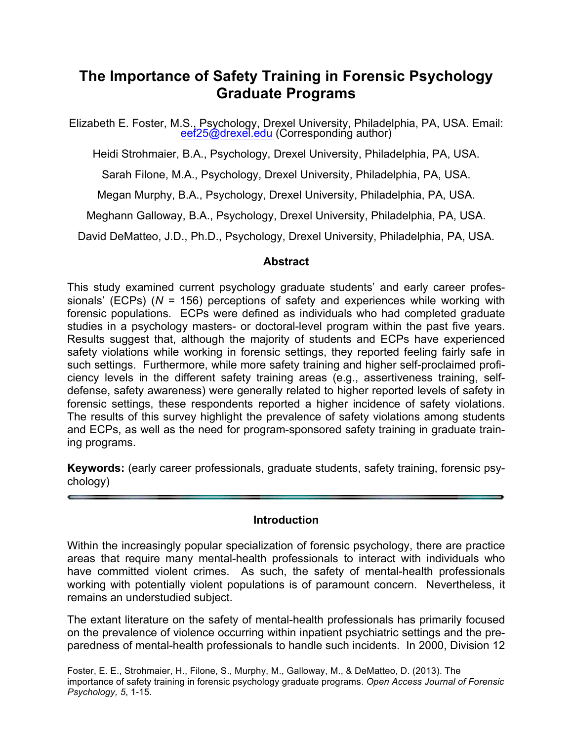# The Importance of Safety Training in Forensic Psychology Graduate Programs

Elizabeth E. Foster, M.S., Psychology, Drexel University, Philadelphia, PA, USA. Email: eef25@drexel.edu (Corresponding author)

Heidi Strohmaier, B.A., Psychology, Drexel University, Philadelphia, PA, USA.

Sarah Filone, M.A., Psychology, Drexel University, Philadelphia, PA, USA.

Megan Murphy, B.A., Psychology, Drexel University, Philadelphia, PA, USA.

Meghann Galloway, B.A., Psychology, Drexel University, Philadelphia, PA, USA.

David DeMatteo, J.D., Ph.D., Psychology, Drexel University, Philadelphia, PA, USA.

## Abstract

This study examined current psychology graduate students' and early career professionals' (ECPs) ($N$ = 156) perceptions of safety and experiences while working with forensic populations. ECPs were defined as individuals who had completed graduate studies in a psychology masters- or doctoral-level program within the past five years. Results suggest that, although the majority of students and ECPs have experienced safety violations while working in forensic settings, they reported feeling fairly safe in such settings. Furthermore, while more safety training and higher self-proclaimed proficiency levels in the different safety training areas (e.g., assertiveness training, self-defense, safety awareness) were generally related to higher reported levels of safety in forensic settings, these respondents reported a higher incidence of safety violations. The results of this survey highlight the prevalence of safety violations among students and ECPs, as well as the need for program-sponsored safety training in graduate training programs.

**Keywords:** (early career professionals, graduate students, safety training, forensic psychology)

## Introduction

Within the increasingly popular specialization of forensic psychology, there are practice areas that require many mental-health professionals to interact with individuals who have committed violent crimes. As such, the safety of mental-health professionals working with potentially violent populations is of paramount concern. Nevertheless, it remains an understudied subject.

The extant literature on the safety of mental-health professionals has primarily focused on the prevalence of violence occurring within inpatient psychiatric settings and the preparedness of mental-health professionals to handle such incidents. In 2000, Division 12

Foster, E. E., Strohmaier, H., Filone, S., Murphy, M., Galloway, M., & DeMatteo, D. (2013). The importance of safety training in forensic psychology graduate programs. *Open Access Journal of Forensic Psychology, 5*, 1-15.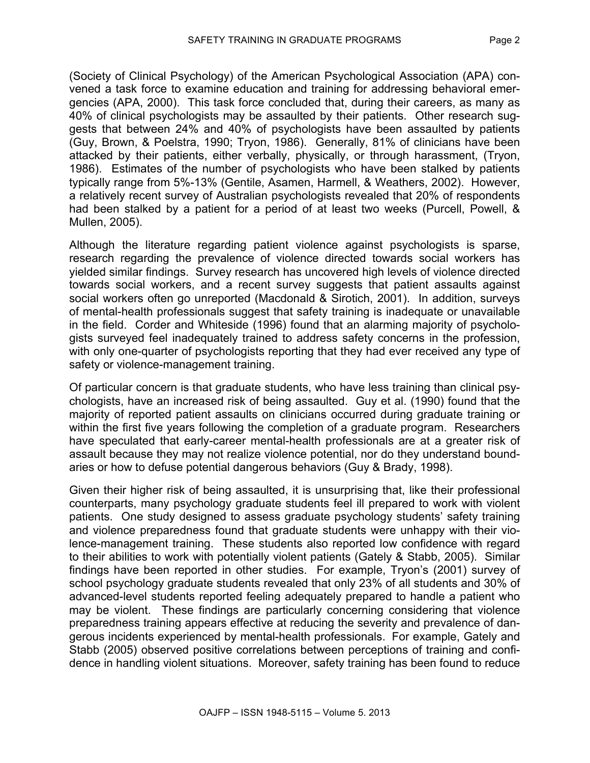(Society of Clinical Psychology) of the American Psychological Association (APA) convened a task force to examine education and training for addressing behavioral emergencies (APA, 2000). This task force concluded that, during their careers, as many as 40% of clinical psychologists may be assaulted by their patients. Other research suggests that between 24% and 40% of psychologists have been assaulted by patients (Guy, Brown, & Poelstra, 1990; Tryon, 1986). Generally, 81% of clinicians have been attacked by their patients, either verbally, physically, or through harassment, (Tryon, 1986). Estimates of the number of psychologists who have been stalked by patients typically range from 5%-13% (Gentile, Asamen, Harmell, & Weathers, 2002). However, a relatively recent survey of Australian psychologists revealed that 20% of respondents had been stalked by a patient for a period of at least two weeks (Purcell, Powell, & Mullen, 2005).

Although the literature regarding patient violence against psychologists is sparse, research regarding the prevalence of violence directed towards social workers has yielded similar findings. Survey research has uncovered high levels of violence directed towards social workers, and a recent survey suggests that patient assaults against social workers often go unreported (Macdonald & Sirotich, 2001). In addition, surveys of mental-health professionals suggest that safety training is inadequate or unavailable in the field. Corder and Whiteside (1996) found that an alarming majority of psychologists surveyed feel inadequately trained to address safety concerns in the profession, with only one-quarter of psychologists reporting that they had ever received any type of safety or violence-management training.

Of particular concern is that graduate students, who have less training than clinical psychologists, have an increased risk of being assaulted. Guy et al. (1990) found that the majority of reported patient assaults on clinicians occurred during graduate training or within the first five years following the completion of a graduate program. Researchers have speculated that early-career mental-health professionals are at a greater risk of assault because they may not realize violence potential, nor do they understand boundaries or how to defuse potential dangerous behaviors (Guy & Brady, 1998).

Given their higher risk of being assaulted, it is unsurprising that, like their professional counterparts, many psychology graduate students feel ill prepared to work with violent patients. One study designed to assess graduate psychology students' safety training and violence preparedness found that graduate students were unhappy with their violence-management training. These students also reported low confidence with regard to their abilities to work with potentially violent patients (Gately & Stabb, 2005). Similar findings have been reported in other studies. For example, Tryon's (2001) survey of school psychology graduate students revealed that only 23% of all students and 30% of advanced-level students reported feeling adequately prepared to handle a patient who may be violent. These findings are particularly concerning considering that violence preparedness training appears effective at reducing the severity and prevalence of dangerous incidents experienced by mental-health professionals. For example, Gately and Stabb (2005) observed positive correlations between perceptions of training and confidence in handling violent situations. Moreover, safety training has been found to reduce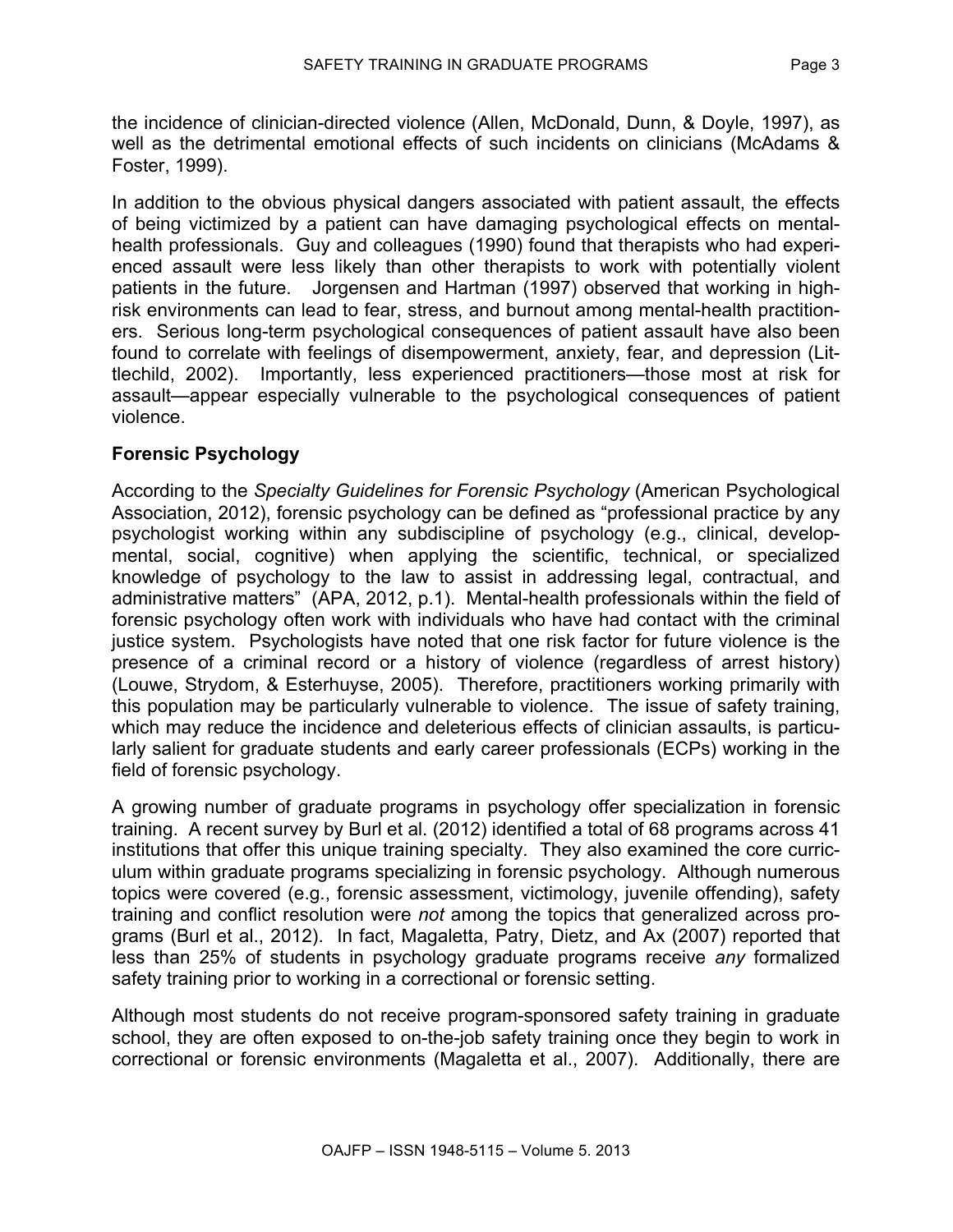the incidence of clinician-directed violence (Allen, McDonald, Dunn, & Doyle, 1997), as well as the detrimental emotional effects of such incidents on clinicians (McAdams & Foster, 1999).

In addition to the obvious physical dangers associated with patient assault, the effects of being victimized by a patient can have damaging psychological effects on mental-health professionals. Guy and colleagues (1990) found that therapists who had experienced assault were less likely than other therapists to work with potentially violent patients in the future. Jorgensen and Hartman (1997) observed that working in high-risk environments can lead to fear, stress, and burnout among mental-health practitioners. Serious long-term psychological consequences of patient assault have also been found to correlate with feelings of disempowerment, anxiety, fear, and depression (Littlechild, 2002). Importantly, less experienced practitioners—those most at risk for assault—appear especially vulnerable to the psychological consequences of patient violence.

## Forensic Psychology

According to the *Specialty Guidelines for Forensic Psychology* (American Psychological Association, 2012), forensic psychology can be defined as "professional practice by any psychologist working within any subdiscipline of psychology (e.g., clinical, developmental, social, cognitive) when applying the scientific, technical, or specialized knowledge of psychology to the law to assist in addressing legal, contractual, and administrative matters" (APA, 2012, p.1). Mental-health professionals within the field of forensic psychology often work with individuals who have had contact with the criminal justice system. Psychologists have noted that one risk factor for future violence is the presence of a criminal record or a history of violence (regardless of arrest history) (Louwe, Strydom, & Esterhuyse, 2005). Therefore, practitioners working primarily with this population may be particularly vulnerable to violence. The issue of safety training, which may reduce the incidence and deleterious effects of clinician assaults, is particularly salient for graduate students and early career professionals (ECPs) working in the field of forensic psychology.

A growing number of graduate programs in psychology offer specialization in forensic training. A recent survey by Burl et al. (2012) identified a total of 68 programs across 41 institutions that offer this unique training specialty. They also examined the core curriculum within graduate programs specializing in forensic psychology. Although numerous topics were covered (e.g., forensic assessment, victimology, juvenile offending), safety training and conflict resolution were *not* among the topics that generalized across programs (Burl et al., 2012). In fact, Magaletta, Patry, Dietz, and Ax (2007) reported that less than 25% of students in psychology graduate programs receive *any* formalized safety training prior to working in a correctional or forensic setting.

Although most students do not receive program-sponsored safety training in graduate school, they are often exposed to on-the-job safety training once they begin to work in correctional or forensic environments (Magaletta et al., 2007). Additionally, there are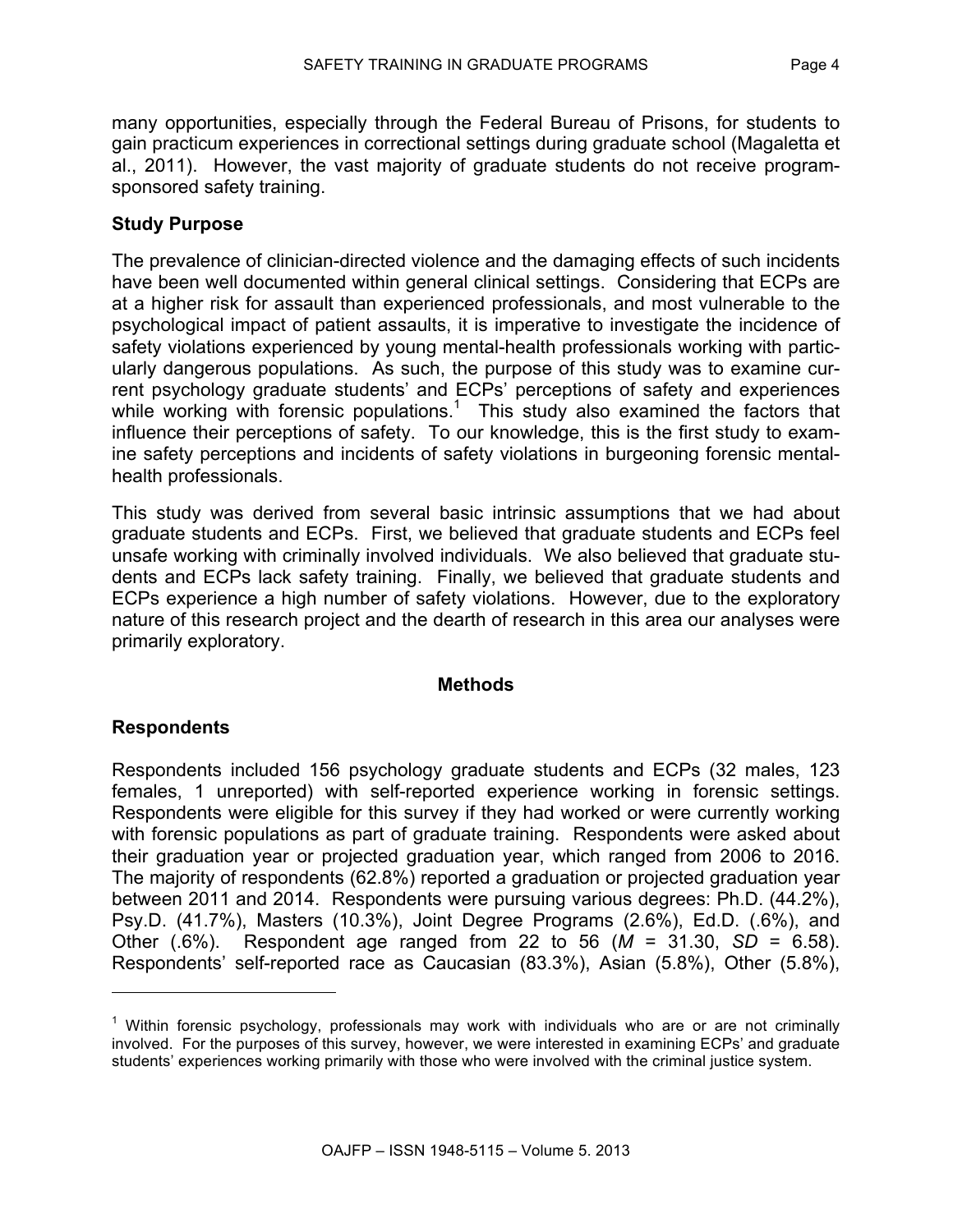many opportunities, especially through the Federal Bureau of Prisons, for students to gain practicum experiences in correctional settings during graduate school (Magaletta et al., 2011). However, the vast majority of graduate students do not receive program-sponsored safety training.

### Study Purpose

The prevalence of clinician-directed violence and the damaging effects of such incidents have been well documented within general clinical settings. Considering that ECPs are at a higher risk for assault than experienced professionals, and most vulnerable to the psychological impact of patient assaults, it is imperative to investigate the incidence of safety violations experienced by young mental-health professionals working with particularly dangerous populations. As such, the purpose of this study was to examine current psychology graduate students' and ECPs' perceptions of safety and experiences while working with forensic populations.[1] This study also examined the factors that influence their perceptions of safety. To our knowledge, this is the first study to examine safety perceptions and incidents of safety violations in burgeoning forensic mental-health professionals.

This study was derived from several basic intrinsic assumptions that we had about graduate students and ECPs. First, we believed that graduate students and ECPs feel unsafe working with criminally involved individuals. We also believed that graduate students and ECPs lack safety training. Finally, we believed that graduate students and ECPs experience a high number of safety violations. However, due to the exploratory nature of this research project and the dearth of research in this area our analyses were primarily exploratory.

## Methods

### Respondents

Respondents included 156 psychology graduate students and ECPs (32 males, 123 females, 1 unreported) with self-reported experience working in forensic settings. Respondents were eligible for this survey if they had worked or were currently working with forensic populations as part of graduate training. Respondents were asked about their graduation year or projected graduation year, which ranged from 2006 to 2016. The majority of respondents (62.8%) reported a graduation or projected graduation year between 2011 and 2014. Respondents were pursuing various degrees: Ph.D. (44.2%), Psy.D. (41.7%), Masters (10.3%), Joint Degree Programs (2.6%), Ed.D. (.6%), and Other (.6%). Respondent age ranged from 22 to 56 ($M$ = 31.30, $SD$ = 6.58). Respondents' self-reported race as Caucasian (83.3%), Asian (5.8%), Other (5.8%),

---

[1] Within forensic psychology, professionals may work with individuals who are or are not criminally involved. For the purposes of this survey, however, we were interested in examining ECPs' and graduate students' experiences working primarily with those who were involved with the criminal justice system.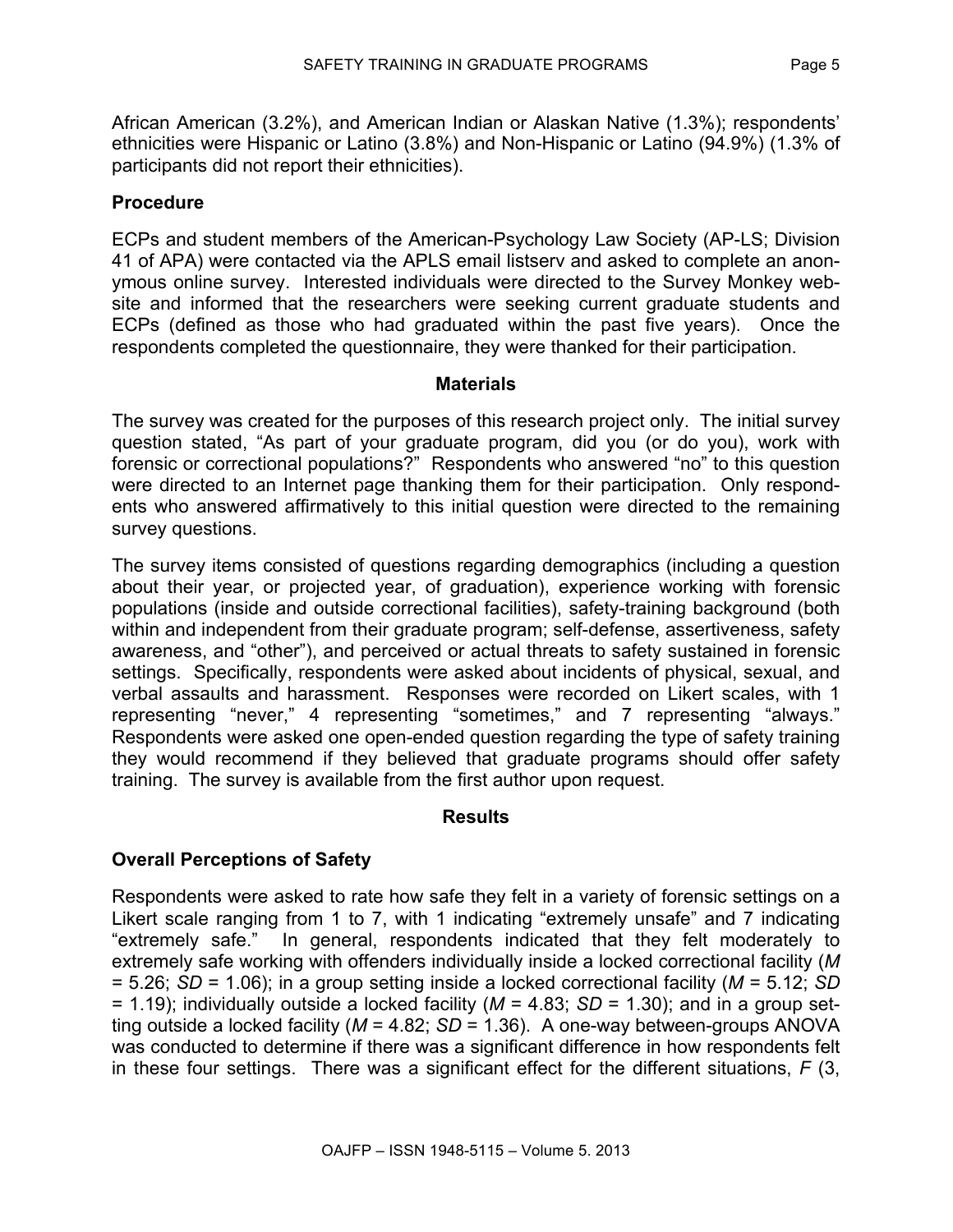African American (3.2%), and American Indian or Alaskan Native (1.3%); respondents' ethnicities were Hispanic or Latino (3.8%) and Non-Hispanic or Latino (94.9%) (1.3% of participants did not report their ethnicities).

## Procedure

ECPs and student members of the American-Psychology Law Society (AP-LS; Division 41 of APA) were contacted via the APLS email listserv and asked to complete an anonymous online survey. Interested individuals were directed to the Survey Monkey website and informed that the researchers were seeking current graduate students and ECPs (defined as those who had graduated within the past five years). Once the respondents completed the questionnaire, they were thanked for their participation.

## Materials

The survey was created for the purposes of this research project only. The initial survey question stated, "As part of your graduate program, did you (or do you), work with forensic or correctional populations?" Respondents who answered "no" to this question were directed to an Internet page thanking them for their participation. Only respondents who answered affirmatively to this initial question were directed to the remaining survey questions.

The survey items consisted of questions regarding demographics (including a question about their year, or projected year, of graduation), experience working with forensic populations (inside and outside correctional facilities), safety-training background (both within and independent from their graduate program; self-defense, assertiveness, safety awareness, and "other"), and perceived or actual threats to safety sustained in forensic settings. Specifically, respondents were asked about incidents of physical, sexual, and verbal assaults and harassment. Responses were recorded on Likert scales, with 1 representing "never," 4 representing "sometimes," and 7 representing "always." Respondents were asked one open-ended question regarding the type of safety training they would recommend if they believed that graduate programs should offer safety training. The survey is available from the first author upon request.

## Results

## Overall Perceptions of Safety

Respondents were asked to rate how safe they felt in a variety of forensic settings on a Likert scale ranging from 1 to 7, with 1 indicating "extremely unsafe" and 7 indicating "extremely safe." In general, respondents indicated that they felt moderately to extremely safe working with offenders individually inside a locked correctional facility ($M = 5.26$; $SD = 1.06$); in a group setting inside a locked correctional facility ($M = 5.12$; $SD = 1.19$); individually outside a locked facility ($M = 4.83$; $SD = 1.30$); and in a group setting outside a locked facility ($M = 4.82$; $SD = 1.36$). A one-way between-groups ANOVA was conducted to determine if there was a significant difference in how respondents felt in these four settings. There was a significant effect for the different situations, $F$ (3,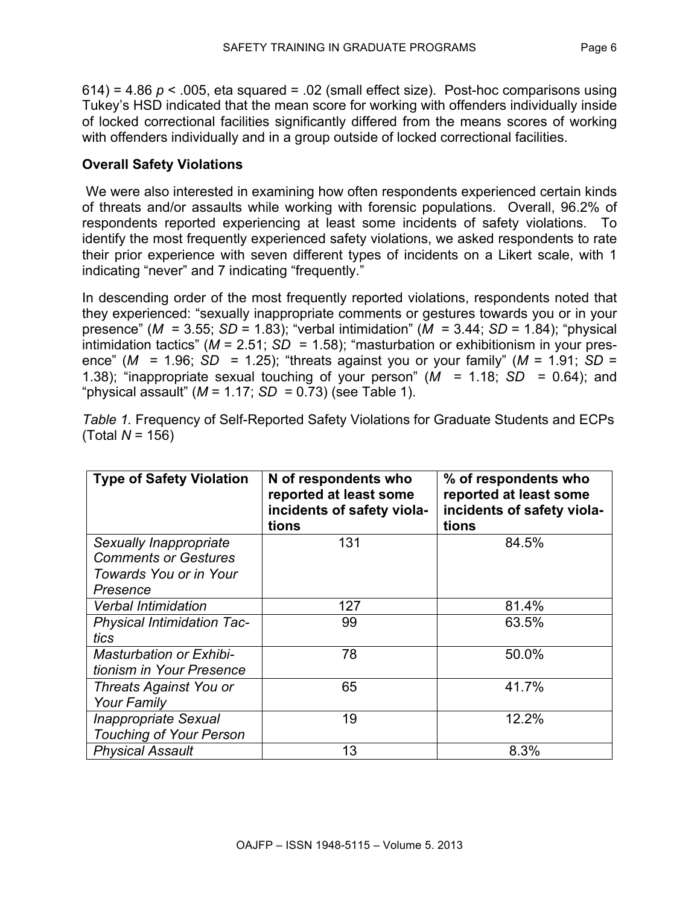614) = 4.86 $p < .005$, eta squared = .02 (small effect size). Post-hoc comparisons using Tukey's HSD indicated that the mean score for working with offenders individually inside of locked correctional facilities significantly differed from the means scores of working with offenders individually and in a group outside of locked correctional facilities.

**Overall Safety Violations**

We were also interested in examining how often respondents experienced certain kinds of threats and/or assaults while working with forensic populations. Overall, 96.2% of respondents reported experiencing at least some incidents of safety violations. To identify the most frequently experienced safety violations, we asked respondents to rate their prior experience with seven different types of incidents on a Likert scale, with 1 indicating "never" and 7 indicating "frequently."

In descending order of the most frequently reported violations, respondents noted that they experienced: "sexually inappropriate comments or gestures towards you or in your presence" ($M$ = 3.55; $SD$ = 1.83); "verbal intimidation" ($M$ = 3.44; $SD$ = 1.84); "physical intimidation tactics" ($M$ = 2.51; $SD$ = 1.58); "masturbation or exhibitionism in your presence" ($M$ = 1.96; $SD$ = 1.25); "threats against you or your family" ($M$ = 1.91; $SD$ = 1.38); "inappropriate sexual touching of your person" ($M$ = 1.18; $SD$ = 0.64); and "physical assault" ($M$ = 1.17; $SD$ = 0.73) (see Table 1).

*Table 1.* Frequency of Self-Reported Safety Violations for Graduate Students and ECPs (Total $N$ = 156)

| Type of Safety Violation | N of respondents who reported at least some incidents of safety violations | % of respondents who reported at least some incidents of safety violations |
|---|---|---|
| *Sexually Inappropriate Comments or Gestures Towards You or in Your Presence* | 131 | 84.5% |
| *Verbal Intimidation* | 127 | 81.4% |
| *Physical Intimidation Tactics* | 99 | 63.5% |
| *Masturbation or Exhibitionism in Your Presence* | 78 | 50.0% |
| *Threats Against You or Your Family* | 65 | 41.7% |
| *Inappropriate Sexual Touching of Your Person* | 19 | 12.2% |
| *Physical Assault* | 13 | 8.3% |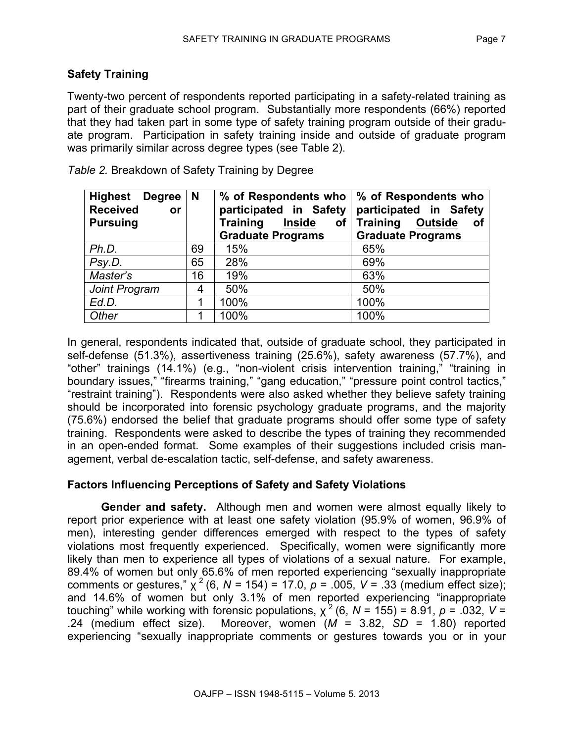## Safety Training

Twenty-two percent of respondents reported participating in a safety-related training as part of their graduate school program. Substantially more respondents (66%) reported that they had taken part in some type of safety training program outside of their graduate program. Participation in safety training inside and outside of graduate program was primarily similar across degree types (see Table 2).

*Table 2.* Breakdown of Safety Training by Degree

| Highest Degree Received or Pursuing | N | % of Respondents who participated in Safety Training <u>Inside</u> of Graduate Programs | % of Respondents who participated in Safety Training <u>Outside</u> of Graduate Programs |
|---|---|---|---|
| *Ph.D.* | 69 | 15% | 65% |
| *Psy.D.* | 65 | 28% | 69% |
| *Master's* | 16 | 19% | 63% |
| *Joint Program* | 4 | 50% | 50% |
| *Ed.D.* | 1 | 100% | 100% |
| *Other* | 1 | 100% | 100% |

In general, respondents indicated that, outside of graduate school, they participated in self-defense (51.3%), assertiveness training (25.6%), safety awareness (57.7%), and "other" trainings (14.1%) (e.g., "non-violent crisis intervention training," "training in boundary issues," "firearms training," "gang education," "pressure point control tactics," "restraint training"). Respondents were also asked whether they believe safety training should be incorporated into forensic psychology graduate programs, and the majority (75.6%) endorsed the belief that graduate programs should offer some type of safety training. Respondents were asked to describe the types of training they recommended in an open-ended format. Some examples of their suggestions included crisis management, verbal de-escalation tactic, self-defense, and safety awareness.

## Factors Influencing Perceptions of Safety and Safety Violations

**Gender and safety.** Although men and women were almost equally likely to report prior experience with at least one safety violation (95.9% of women, 96.9% of men), interesting gender differences emerged with respect to the types of safety violations most frequently experienced. Specifically, women were significantly more likely than men to experience all types of violations of a sexual nature. For example, 89.4% of women but only 65.6% of men reported experiencing "sexually inappropriate comments or gestures," $\chi^2$ (6, $N$ = 154) = 17.0, $p$ = .005, $V$ = .33 (medium effect size); and 14.6% of women but only 3.1% of men reported experiencing "inappropriate touching" while working with forensic populations, $\chi^2$ (6, $N$ = 155) = 8.91, $p$ = .032, $V$ = .24 (medium effect size). Moreover, women ($M$ = 3.82, $SD$ = 1.80) reported experiencing "sexually inappropriate comments or gestures towards you or in your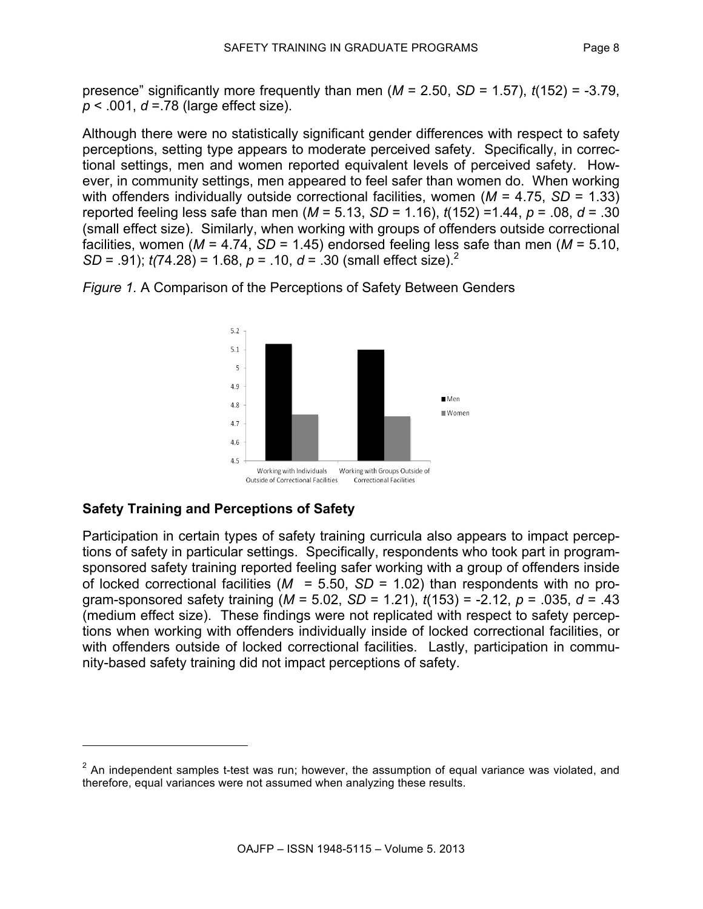presence" significantly more frequently than men ($M$ = 2.50, $SD$ = 1.57), $t(152) = -3.79$, $p < .001$, $d$ =.78 (large effect size).

Although there were no statistically significant gender differences with respect to safety perceptions, setting type appears to moderate perceived safety. Specifically, in correctional settings, men and women reported equivalent levels of perceived safety. However, in community settings, men appeared to feel safer than women do. When working with offenders individually outside correctional facilities, women ($M$ = 4.75, $SD$ = 1.33) reported feeling less safe than men ($M$ = 5.13, $SD$ = 1.16), $t(152)$ =1.44, $p$ = .08, $d$ = .30 (small effect size). Similarly, when working with groups of offenders outside correctional facilities, women ($M$ = 4.74, $SD$ = 1.45) endorsed feeling less safe than men ($M$ = 5.10, $SD$ = .91); $t(74.28)$ = 1.68, $p$ = .10, $d$ = .30 (small effect size).[2]

*Figure 1.* A Comparison of the Perceptions of Safety Between Genders

## Safety Training and Perceptions of Safety

Participation in certain types of safety training curricula also appears to impact perceptions of safety in particular settings. Specifically, respondents who took part in program-sponsored safety training reported feeling safer working with a group of offenders inside of locked correctional facilities ($M$ = 5.50, $SD$ = 1.02) than respondents with no program-sponsored safety training ($M$ = 5.02, $SD$ = 1.21), $t(153)$ = -2.12, $p$ = .035, $d$ = .43 (medium effect size). These findings were not replicated with respect to safety perceptions when working with offenders individually inside of locked correctional facilities, or with offenders outside of locked correctional facilities. Lastly, participation in community-based safety training did not impact perceptions of safety.

---

[2] An independent samples t-test was run; however, the assumption of equal variance was violated, and therefore, equal variances were not assumed when analyzing these results.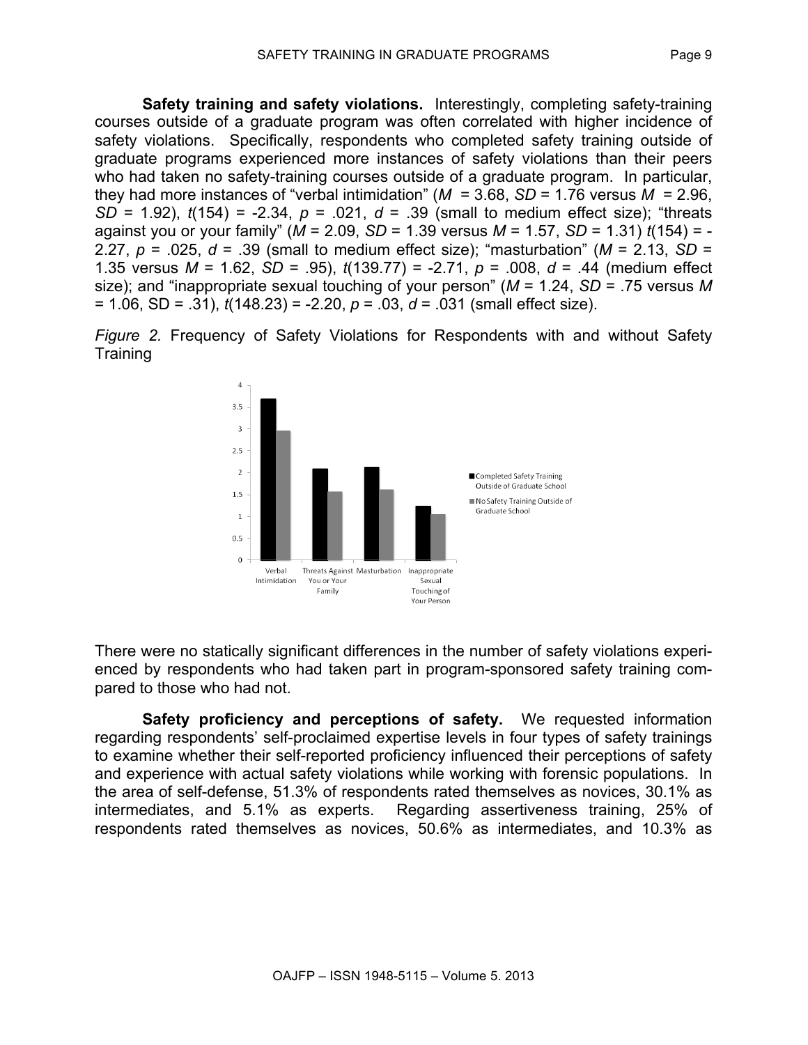**Safety training and safety violations.** Interestingly, completing safety-training courses outside of a graduate program was often correlated with higher incidence of safety violations. Specifically, respondents who completed safety training outside of graduate programs experienced more instances of safety violations than their peers who had taken no safety-training courses outside of a graduate program. In particular, they had more instances of "verbal intimidation" ($M$ = 3.68, $SD$ = 1.76 versus $M$ = 2.96, $SD$ = 1.92), $t(154) = -2.34$, $p$ = .021, $d$ = .39 (small to medium effect size); "threats against you or your family" ($M$ = 2.09, $SD$ = 1.39 versus $M$ = 1.57, $SD$ = 1.31) $t(154) = -2.27$, $p$ = .025, $d$ = .39 (small to medium effect size); "masturbation" ($M$ = 2.13, $SD$ = 1.35 versus $M$ = 1.62, $SD$ = .95), $t(139.77) = -2.71$, $p$ = .008, $d$ = .44 (medium effect size); and "inappropriate sexual touching of your person" ($M$ = 1.24, $SD$ = .75 versus $M$ = 1.06, SD = .31), $t(148.23) = -2.20$, $p$ = .03, $d$ = .031 (small effect size).

*Figure 2.* Frequency of Safety Violations for Respondents with and without Safety Training

There were no statically significant differences in the number of safety violations experienced by respondents who had taken part in program-sponsored safety training compared to those who had not.

**Safety proficiency and perceptions of safety.** We requested information regarding respondents' self-proclaimed expertise levels in four types of safety trainings to examine whether their self-reported proficiency influenced their perceptions of safety and experience with actual safety violations while working with forensic populations. In the area of self-defense, 51.3% of respondents rated themselves as novices, 30.1% as intermediates, and 5.1% as experts. Regarding assertiveness training, 25% of respondents rated themselves as novices, 50.6% as intermediates, and 10.3% as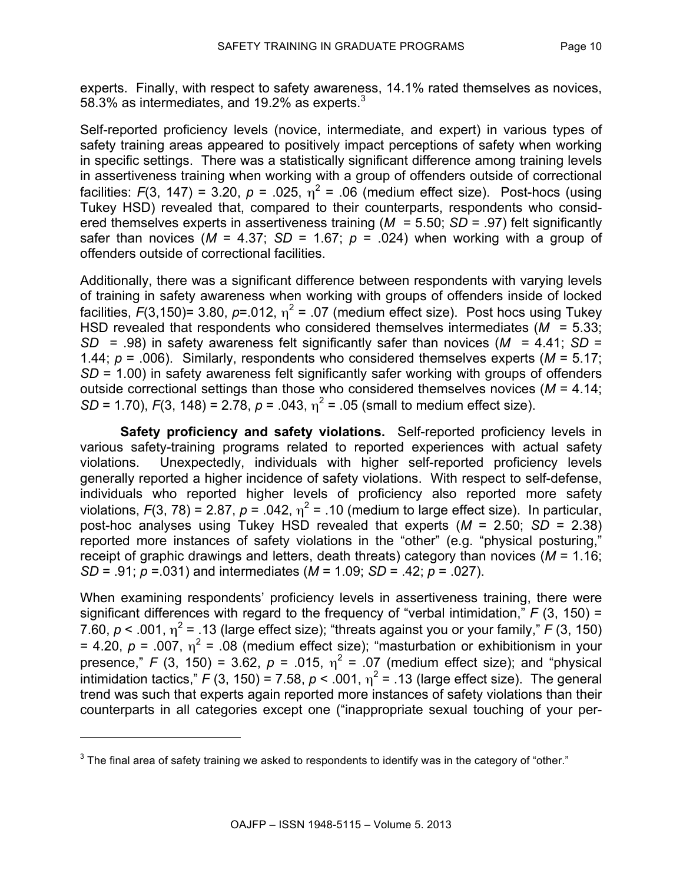experts. Finally, with respect to safety awareness, 14.1% rated themselves as novices, 58.3% as intermediates, and 19.2% as experts.[3]

Self-reported proficiency levels (novice, intermediate, and expert) in various types of safety training areas appeared to positively impact perceptions of safety when working in specific settings. There was a statistically significant difference among training levels in assertiveness training when working with a group of offenders outside of correctional facilities: $F(3, 147) = 3.20$, $p = .025$, $\eta^2 = .06$ (medium effect size). Post-hocs (using Tukey HSD) revealed that, compared to their counterparts, respondents who considered themselves experts in assertiveness training ($M = 5.50$; $SD = .97$) felt significantly safer than novices ($M = 4.37$; $SD = 1.67$; $p = .024$) when working with a group of offenders outside of correctional facilities.

Additionally, there was a significant difference between respondents with varying levels of training in safety awareness when working with groups of offenders inside of locked facilities, $F(3,150) = 3.80$, $p = .012$, $\eta^2 = .07$ (medium effect size). Post hocs using Tukey HSD revealed that respondents who considered themselves intermediates ($M = 5.33$; $SD = .98$) in safety awareness felt significantly safer than novices ($M = 4.41$; $SD = 1.44$; $p = .006$). Similarly, respondents who considered themselves experts ($M = 5.17$; $SD = 1.00$) in safety awareness felt significantly safer working with groups of offenders outside correctional settings than those who considered themselves novices ($M = 4.14$; $SD = 1.70$), $F(3, 148) = 2.78$, $p = .043$, $\eta^2 = .05$ (small to medium effect size).

**Safety proficiency and safety violations.** Self-reported proficiency levels in various safety-training programs related to reported experiences with actual safety violations. Unexpectedly, individuals with higher self-reported proficiency levels generally reported a higher incidence of safety violations. With respect to self-defense, individuals who reported higher levels of proficiency also reported more safety violations, $F(3, 78) = 2.87$, $p = .042$, $\eta^2 = .10$ (medium to large effect size). In particular, post-hoc analyses using Tukey HSD revealed that experts ($M = 2.50$; $SD = 2.38$) reported more instances of safety violations in the "other" (e.g. "physical posturing," receipt of graphic drawings and letters, death threats) category than novices ($M = 1.16$; $SD = .91$; $p = .031$) and intermediates ($M = 1.09$; $SD = .42$; $p = .027$).

When examining respondents' proficiency levels in assertiveness training, there were significant differences with regard to the frequency of "verbal intimidation," $F(3, 150) = 7.60$, $p < .001$, $\eta^2 = .13$ (large effect size); "threats against you or your family," $F(3, 150) = 4.20$, $p = .007$, $\eta^2 = .08$ (medium effect size); "masturbation or exhibitionism in your presence," $F(3, 150) = 3.62$, $p = .015$, $\eta^2 = .07$ (medium effect size); and "physical intimidation tactics," $F(3, 150) = 7.58$, $p < .001$, $\eta^2 = .13$ (large effect size). The general trend was such that experts again reported more instances of safety violations than their counterparts in all categories except one ("inappropriate sexual touching of your per-

[3] The final area of safety training we asked to respondents to identify was in the category of "other."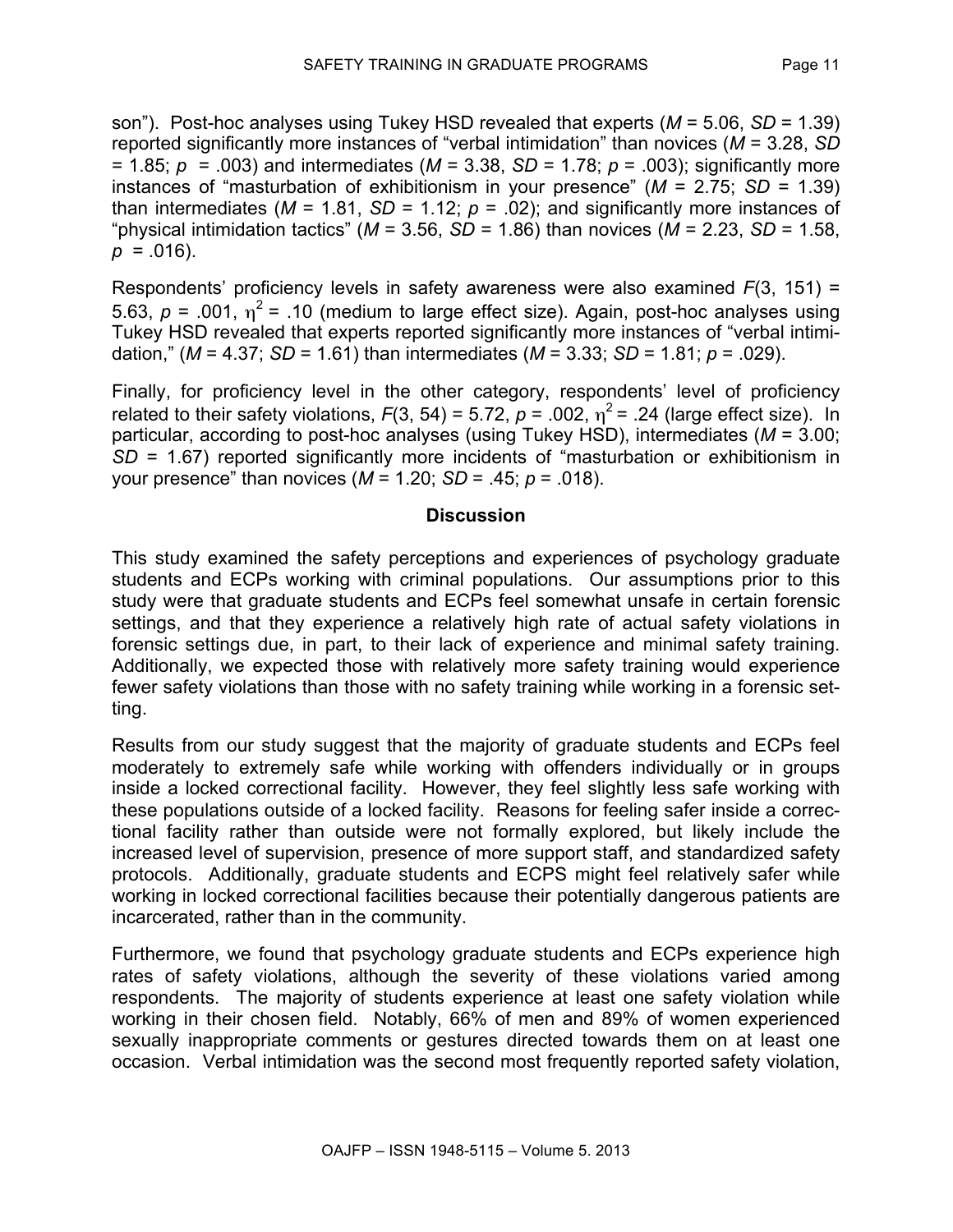son"). Post-hoc analyses using Tukey HSD revealed that experts (*M* = 5.06, *SD* = 1.39) reported significantly more instances of "verbal intimidation" than novices (*M* = 3.28, *SD* = 1.85; *p* = .003) and intermediates (*M* = 3.38, *SD* = 1.78; *p* = .003); significantly more instances of "masturbation of exhibitionism in your presence" (*M* = 2.75; *SD* = 1.39) than intermediates (*M* = 1.81, *SD* = 1.12; *p* = .02); and significantly more instances of "physical intimidation tactics" (*M* = 3.56, *SD* = 1.86) than novices (*M* = 2.23, *SD* = 1.58, *p* = .016).

Respondents' proficiency levels in safety awareness were also examined $F(3, 151) = 5.63$, $p = .001$, $\eta^2 = .10$ (medium to large effect size). Again, post-hoc analyses using Tukey HSD revealed that experts reported significantly more instances of "verbal intimidation," (*M* = 4.37; *SD* = 1.61) than intermediates (*M* = 3.33; *SD* = 1.81; *p* = .029).

Finally, for proficiency level in the other category, respondents' level of proficiency related to their safety violations, $F(3, 54) = 5.72$, $p = .002$, $\eta^2 = .24$ (large effect size). In particular, according to post-hoc analyses (using Tukey HSD), intermediates (*M* = 3.00; *SD* = 1.67) reported significantly more incidents of "masturbation or exhibitionism in your presence" than novices (*M* = 1.20; *SD* = .45; *p* = .018).

## Discussion

This study examined the safety perceptions and experiences of psychology graduate students and ECPs working with criminal populations. Our assumptions prior to this study were that graduate students and ECPs feel somewhat unsafe in certain forensic settings, and that they experience a relatively high rate of actual safety violations in forensic settings due, in part, to their lack of experience and minimal safety training. Additionally, we expected those with relatively more safety training would experience fewer safety violations than those with no safety training while working in a forensic setting.

Results from our study suggest that the majority of graduate students and ECPs feel moderately to extremely safe while working with offenders individually or in groups inside a locked correctional facility. However, they feel slightly less safe working with these populations outside of a locked facility. Reasons for feeling safer inside a correctional facility rather than outside were not formally explored, but likely include the increased level of supervision, presence of more support staff, and standardized safety protocols. Additionally, graduate students and ECPS might feel relatively safer while working in locked correctional facilities because their potentially dangerous patients are incarcerated, rather than in the community.

Furthermore, we found that psychology graduate students and ECPs experience high rates of safety violations, although the severity of these violations varied among respondents. The majority of students experience at least one safety violation while working in their chosen field. Notably, 66% of men and 89% of women experienced sexually inappropriate comments or gestures directed towards them on at least one occasion. Verbal intimidation was the second most frequently reported safety violation,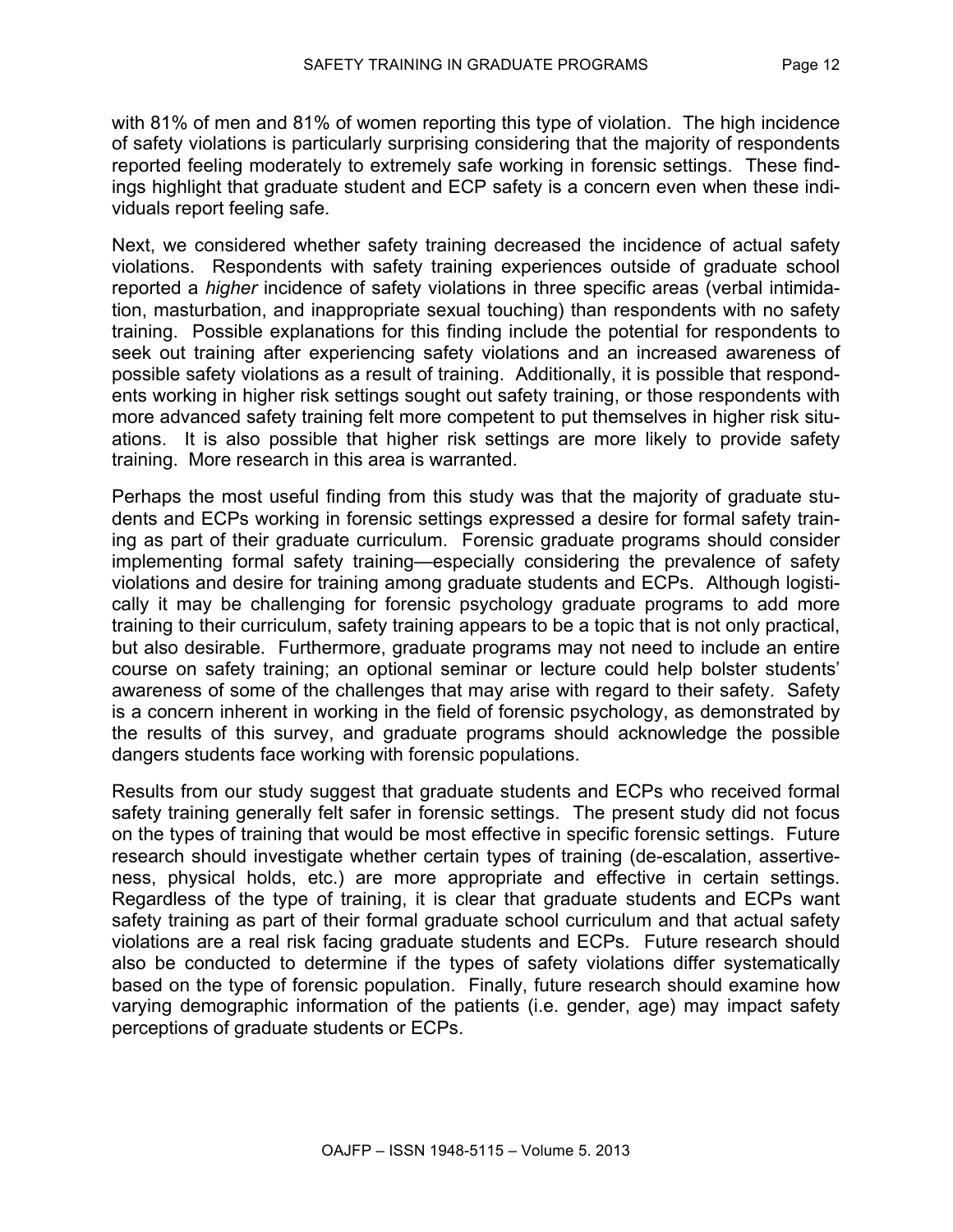with 81% of men and 81% of women reporting this type of violation. The high incidence of safety violations is particularly surprising considering that the majority of respondents reported feeling moderately to extremely safe working in forensic settings. These findings highlight that graduate student and ECP safety is a concern even when these individuals report feeling safe.

Next, we considered whether safety training decreased the incidence of actual safety violations. Respondents with safety training experiences outside of graduate school reported a *higher* incidence of safety violations in three specific areas (verbal intimidation, masturbation, and inappropriate sexual touching) than respondents with no safety training. Possible explanations for this finding include the potential for respondents to seek out training after experiencing safety violations and an increased awareness of possible safety violations as a result of training. Additionally, it is possible that respondents working in higher risk settings sought out safety training, or those respondents with more advanced safety training felt more competent to put themselves in higher risk situations. It is also possible that higher risk settings are more likely to provide safety training. More research in this area is warranted.

Perhaps the most useful finding from this study was that the majority of graduate students and ECPs working in forensic settings expressed a desire for formal safety training as part of their graduate curriculum. Forensic graduate programs should consider implementing formal safety training—especially considering the prevalence of safety violations and desire for training among graduate students and ECPs. Although logistically it may be challenging for forensic psychology graduate programs to add more training to their curriculum, safety training appears to be a topic that is not only practical, but also desirable. Furthermore, graduate programs may not need to include an entire course on safety training; an optional seminar or lecture could help bolster students' awareness of some of the challenges that may arise with regard to their safety. Safety is a concern inherent in working in the field of forensic psychology, as demonstrated by the results of this survey, and graduate programs should acknowledge the possible dangers students face working with forensic populations.

Results from our study suggest that graduate students and ECPs who received formal safety training generally felt safer in forensic settings. The present study did not focus on the types of training that would be most effective in specific forensic settings. Future research should investigate whether certain types of training (de-escalation, assertiveness, physical holds, etc.) are more appropriate and effective in certain settings. Regardless of the type of training, it is clear that graduate students and ECPs want safety training as part of their formal graduate school curriculum and that actual safety violations are a real risk facing graduate students and ECPs. Future research should also be conducted to determine if the types of safety violations differ systematically based on the type of forensic population. Finally, future research should examine how varying demographic information of the patients (i.e. gender, age) may impact safety perceptions of graduate students or ECPs.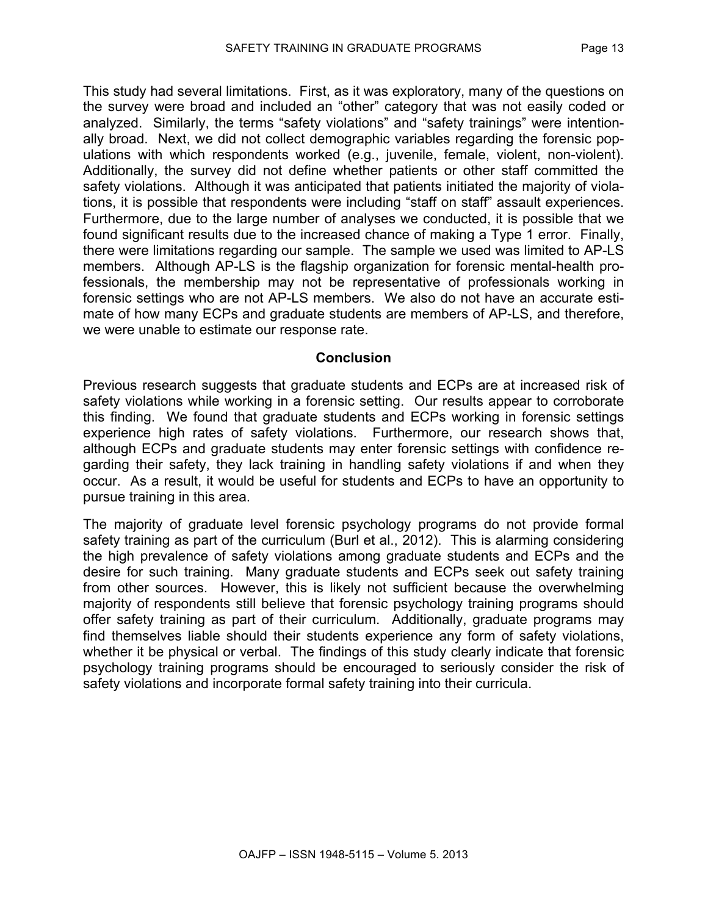This study had several limitations. First, as it was exploratory, many of the questions on the survey were broad and included an "other" category that was not easily coded or analyzed. Similarly, the terms "safety violations" and "safety trainings" were intentionally broad. Next, we did not collect demographic variables regarding the forensic populations with which respondents worked (e.g., juvenile, female, violent, non-violent). Additionally, the survey did not define whether patients or other staff committed the safety violations. Although it was anticipated that patients initiated the majority of violations, it is possible that respondents were including "staff on staff" assault experiences. Furthermore, due to the large number of analyses we conducted, it is possible that we found significant results due to the increased chance of making a Type 1 error. Finally, there were limitations regarding our sample. The sample we used was limited to AP-LS members. Although AP-LS is the flagship organization for forensic mental-health professionals, the membership may not be representative of professionals working in forensic settings who are not AP-LS members. We also do not have an accurate estimate of how many ECPs and graduate students are members of AP-LS, and therefore, we were unable to estimate our response rate.

## Conclusion

Previous research suggests that graduate students and ECPs are at increased risk of safety violations while working in a forensic setting. Our results appear to corroborate this finding. We found that graduate students and ECPs working in forensic settings experience high rates of safety violations. Furthermore, our research shows that, although ECPs and graduate students may enter forensic settings with confidence regarding their safety, they lack training in handling safety violations if and when they occur. As a result, it would be useful for students and ECPs to have an opportunity to pursue training in this area.

The majority of graduate level forensic psychology programs do not provide formal safety training as part of the curriculum (Burl et al., 2012). This is alarming considering the high prevalence of safety violations among graduate students and ECPs and the desire for such training. Many graduate students and ECPs seek out safety training from other sources. However, this is likely not sufficient because the overwhelming majority of respondents still believe that forensic psychology training programs should offer safety training as part of their curriculum. Additionally, graduate programs may find themselves liable should their students experience any form of safety violations, whether it be physical or verbal. The findings of this study clearly indicate that forensic psychology training programs should be encouraged to seriously consider the risk of safety violations and incorporate formal safety training into their curricula.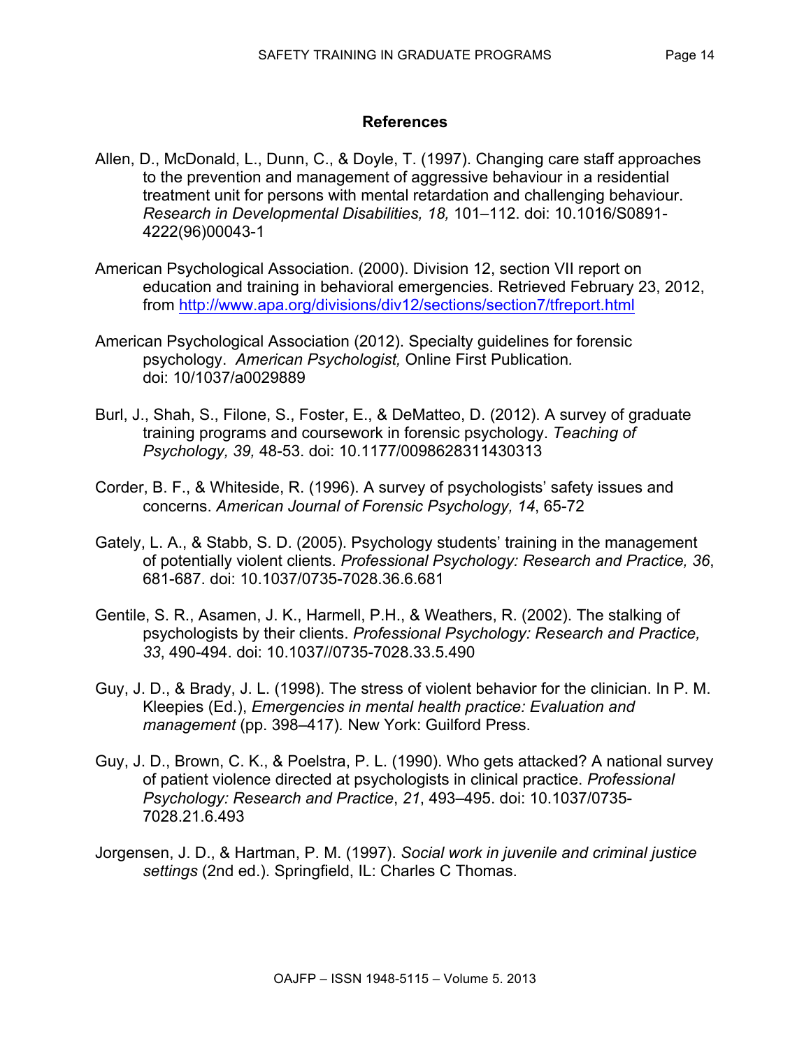## References

Allen, D., McDonald, L., Dunn, C., & Doyle, T. (1997). Changing care staff approaches to the prevention and management of aggressive behaviour in a residential treatment unit for persons with mental retardation and challenging behaviour. *Research in Developmental Disabilities, 18,* 101–112. doi: 10.1016/S0891-4222(96)00043-1

American Psychological Association. (2000). Division 12, section VII report on education and training in behavioral emergencies. Retrieved February 23, 2012, from http://www.apa.org/divisions/div12/sections/section7/tfreport.html

American Psychological Association (2012). Specialty guidelines for forensic psychology. *American Psychologist,* Online First Publication. doi: 10/1037/a0029889

Burl, J., Shah, S., Filone, S., Foster, E., & DeMatteo, D. (2012). A survey of graduate training programs and coursework in forensic psychology. *Teaching of Psychology, 39,* 48-53. doi: 10.1177/0098628311430313

Corder, B. F., & Whiteside, R. (1996). A survey of psychologists' safety issues and concerns. *American Journal of Forensic Psychology, 14*, 65-72

Gately, L. A., & Stabb, S. D. (2005). Psychology students' training in the management of potentially violent clients. *Professional Psychology: Research and Practice, 36*, 681-687. doi: 10.1037/0735-7028.36.6.681

Gentile, S. R., Asamen, J. K., Harmell, P.H., & Weathers, R. (2002). The stalking of psychologists by their clients. *Professional Psychology: Research and Practice, 33*, 490-494. doi: 10.1037//0735-7028.33.5.490

Guy, J. D., & Brady, J. L. (1998). The stress of violent behavior for the clinician. In P. M. Kleepies (Ed.), *Emergencies in mental health practice: Evaluation and management* (pp. 398–417). New York: Guilford Press.

Guy, J. D., Brown, C. K., & Poelstra, P. L. (1990). Who gets attacked? A national survey of patient violence directed at psychologists in clinical practice. *Professional Psychology: Research and Practice*, *21*, 493–495. doi: 10.1037/0735-7028.21.6.493

Jorgensen, J. D., & Hartman, P. M. (1997). *Social work in juvenile and criminal justice settings* (2nd ed.). Springfield, IL: Charles C Thomas.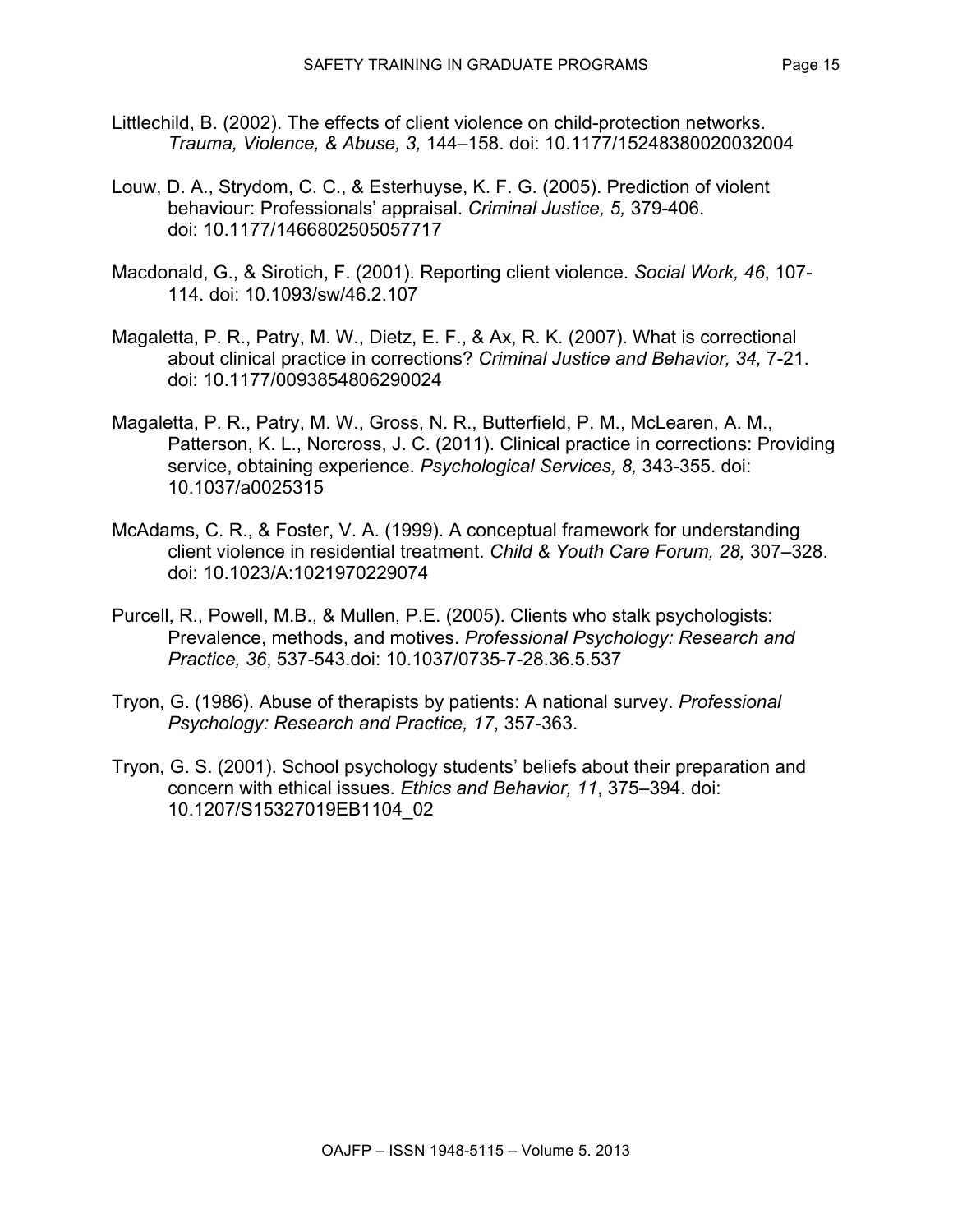Littlechild, B. (2002). The effects of client violence on child-protection networks. *Trauma, Violence, & Abuse, 3,* 144–158. doi: 10.1177/15248380020032004

Louw, D. A., Strydom, C. C., & Esterhuyse, K. F. G. (2005). Prediction of violent behaviour: Professionals' appraisal. *Criminal Justice, 5,* 379-406. doi: 10.1177/1466802505057717

Macdonald, G., & Sirotich, F. (2001). Reporting client violence. *Social Work, 46*, 107-114. doi: 10.1093/sw/46.2.107

Magaletta, P. R., Patry, M. W., Dietz, E. F., & Ax, R. K. (2007). What is correctional about clinical practice in corrections? *Criminal Justice and Behavior, 34,* 7-21. doi: 10.1177/0093854806290024

Magaletta, P. R., Patry, M. W., Gross, N. R., Butterfield, P. M., McLearen, A. M., Patterson, K. L., Norcross, J. C. (2011). Clinical practice in corrections: Providing service, obtaining experience. *Psychological Services, 8,* 343-355. doi: 10.1037/a0025315

McAdams, C. R., & Foster, V. A. (1999). A conceptual framework for understanding client violence in residential treatment. *Child & Youth Care Forum, 28,* 307–328. doi: 10.1023/A:1021970229074

Purcell, R., Powell, M.B., & Mullen, P.E. (2005). Clients who stalk psychologists: Prevalence, methods, and motives. *Professional Psychology: Research and Practice, 36*, 537-543.doi: 10.1037/0735-7-28.36.5.537

Tryon, G. (1986). Abuse of therapists by patients: A national survey. *Professional Psychology: Research and Practice, 17*, 357-363.

Tryon, G. S. (2001). School psychology students' beliefs about their preparation and concern with ethical issues. *Ethics and Behavior, 11*, 375–394. doi: 10.1207/S15327019EB1104_02